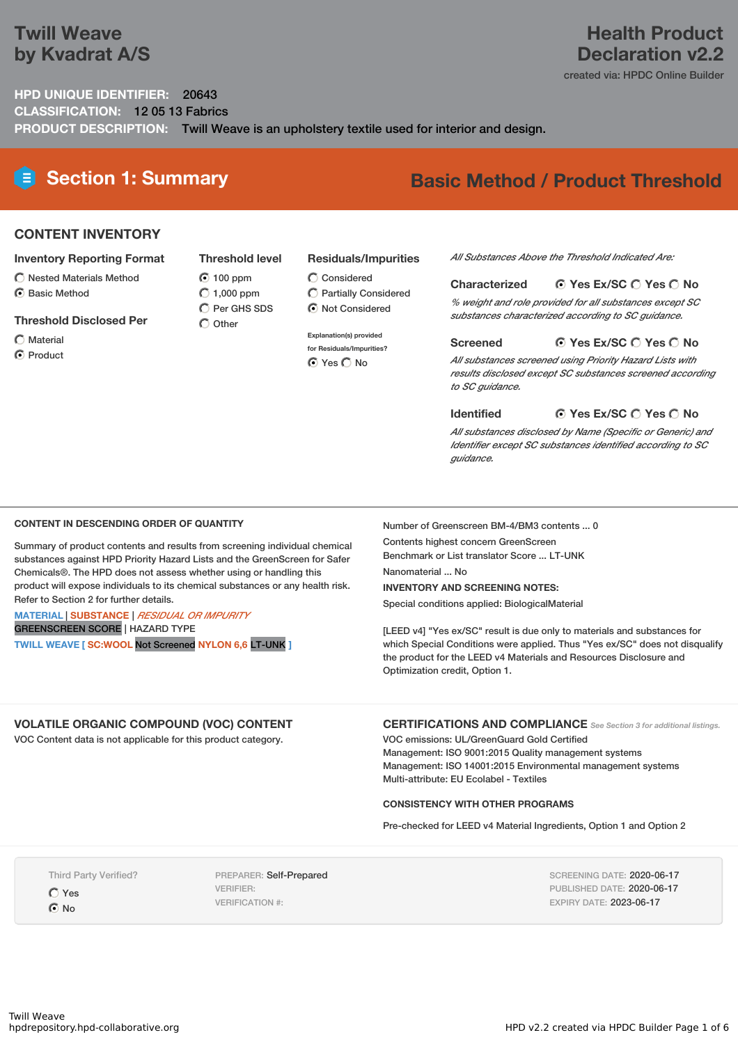# Twill Weave by Kvadrat A/S

# Health Product Declaration v2.2

created via: HPDC Online Builder

**HPD UNIQUE IDENTIFIER:** 20643

**CLASSIFICATION:** 12 05 13 Fabrics

**PRODUCT DESCRIPTION:** Twill Weave is an upholstery textile used for interior and design.

## Section 1: Summary

**Basic Method / Product Threshold**

### CONTENT INVENTORY

**Inventory Reporting Format**

- ◯ Nested Materials Method
- ◉ Basic Method

**Threshold Disclosed Per**

- ◯ Material
- ◉ Product

**Threshold level**

- ◉ 100 ppm
- ◯ 1,000 ppm
- ◯ Per GHS SDS
- ◯ Other

**Residuals/Impurities**

- ◯ Considered
- ◯ Partially Considered
- ◉ Not Considered

Explanation(s) provided for Residuals/Impurities?

◉ Yes ◯ No

*All Substances Above the Threshold Indicated Are:*

**Characterized** ◉ Yes Ex/SC ◯ Yes ◯ No

*% weight and role provided for all substances except SC substances characterized according to SC guidance.*

**Screened** ◉ Yes Ex/SC ◯ Yes ◯ No

*All substances screened using Priority Hazard Lists with results disclosed except SC substances screened according to SC guidance.*

**Identified** ◉ Yes Ex/SC ◯ Yes ◯ No

*All substances disclosed by Name (Specific or Generic) and Identifier except SC substances identified according to SC guidance.*

### CONTENT IN DESCENDING ORDER OF QUANTITY

Summary of product contents and results from screening individual chemical substances against HPD Priority Hazard Lists and the GreenScreen for Safer Chemicals®. The HPD does not assess whether using or handling this product will expose individuals to its chemical substances or any health risk. Refer to Section 2 for further details.

MATERIAL | SUBSTANCE | *RESIDUAL OR IMPURITY*

GREENSCREEN SCORE | HAZARD TYPE

TWILL WEAVE [ SC:WOOL Not Screened NYLON 6,6 LT-UNK ]

Number of Greenscreen BM-4/BM3 contents ... 0

Contents highest concern GreenScreen Benchmark or List translator Score ... LT-UNK

Nanomaterial ... No

**INVENTORY AND SCREENING NOTES:**

Special conditions applied: BiologicalMaterial

[LEED v4] "Yes ex/SC" result is due only to materials and substances for which Special Conditions were applied. Thus "Yes ex/SC" does not disqualify the product for the LEED v4 Materials and Resources Disclosure and Optimization credit, Option 1.

### VOLATILE ORGANIC COMPOUND (VOC) CONTENT

VOC Content data is not applicable for this product category.

### CERTIFICATIONS AND COMPLIANCE

*See Section 3 for additional listings.*

VOC emissions: UL/GreenGuard Gold Certified

Management: ISO 9001:2015 Quality management systems

Management: ISO 14001:2015 Environmental management systems

Multi-attribute: EU Ecolabel - Textiles

### CONSISTENCY WITH OTHER PROGRAMS

Pre-checked for LEED v4 Material Ingredients, Option 1 and Option 2

Third Party Verified?

- ◯ Yes
- ◉ No

PREPARER: Self-Prepared

VERIFIER:

VERIFICATION #:

SCREENING DATE: 2020-06-17

PUBLISHED DATE: 2020-06-17

EXPIRY DATE: 2023-06-17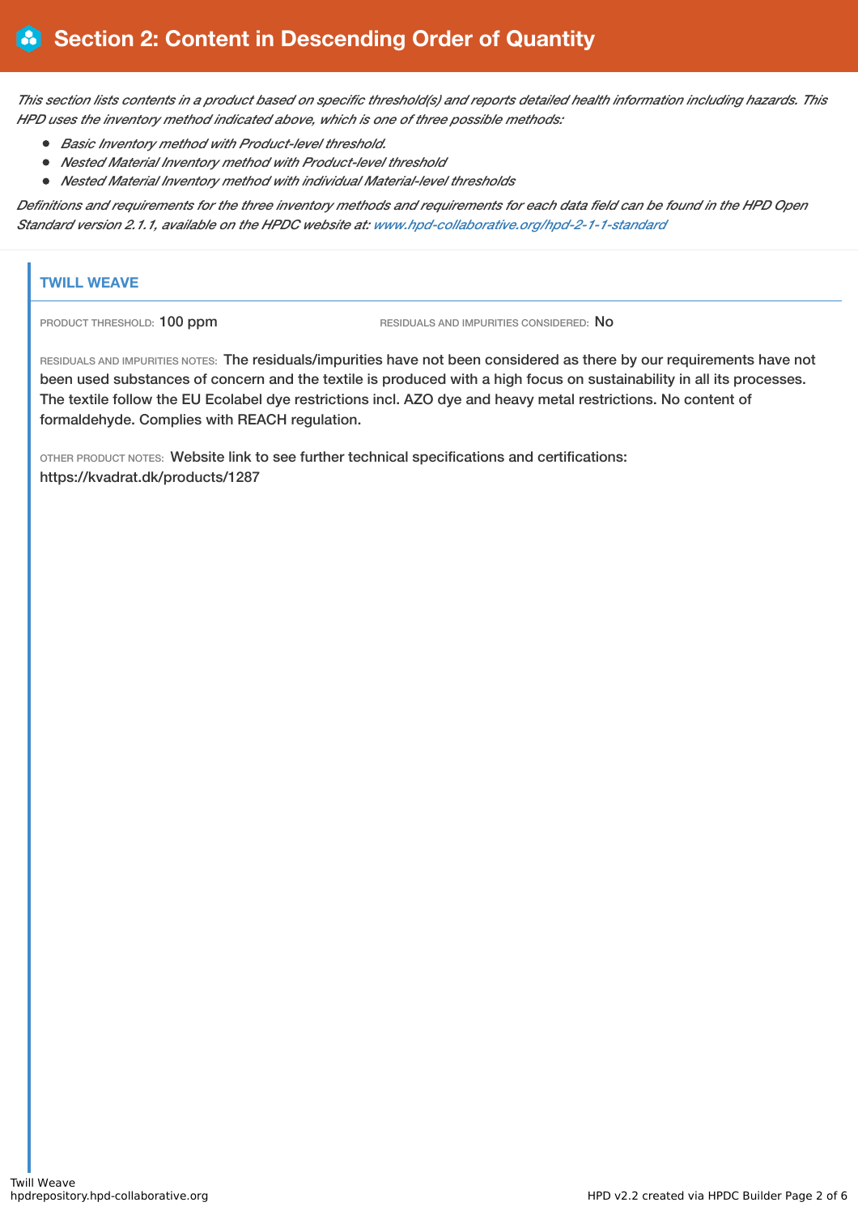# Section 2: Content in Descending Order of Quantity

*This section lists contents in a product based on specific threshold(s) and reports detailed health information including hazards. This HPD uses the inventory method indicated above, which is one of three possible methods:*

- *Basic Inventory method with Product-level threshold.*
- *Nested Material Inventory method with Product-level threshold*
- *Nested Material Inventory method with individual Material-level thresholds*

*Definitions and requirements for the three inventory methods and requirements for each data field can be found in the HPD Open Standard version 2.1.1, available on the HPDC website at: www.hpd-collaborative.org/hpd-2-1-1-standard*

## TWILL WEAVE

PRODUCT THRESHOLD: 100 ppm

RESIDUALS AND IMPURITIES CONSIDERED: No

RESIDUALS AND IMPURITIES NOTES: The residuals/impurities have not been considered as there by our requirements have not been used substances of concern and the textile is produced with a high focus on sustainability in all its processes. The textile follow the EU Ecolabel dye restrictions incl. AZO dye and heavy metal restrictions. No content of formaldehyde. Complies with REACH regulation.

OTHER PRODUCT NOTES: Website link to see further technical specifications and certifications: https://kvadrat.dk/products/1287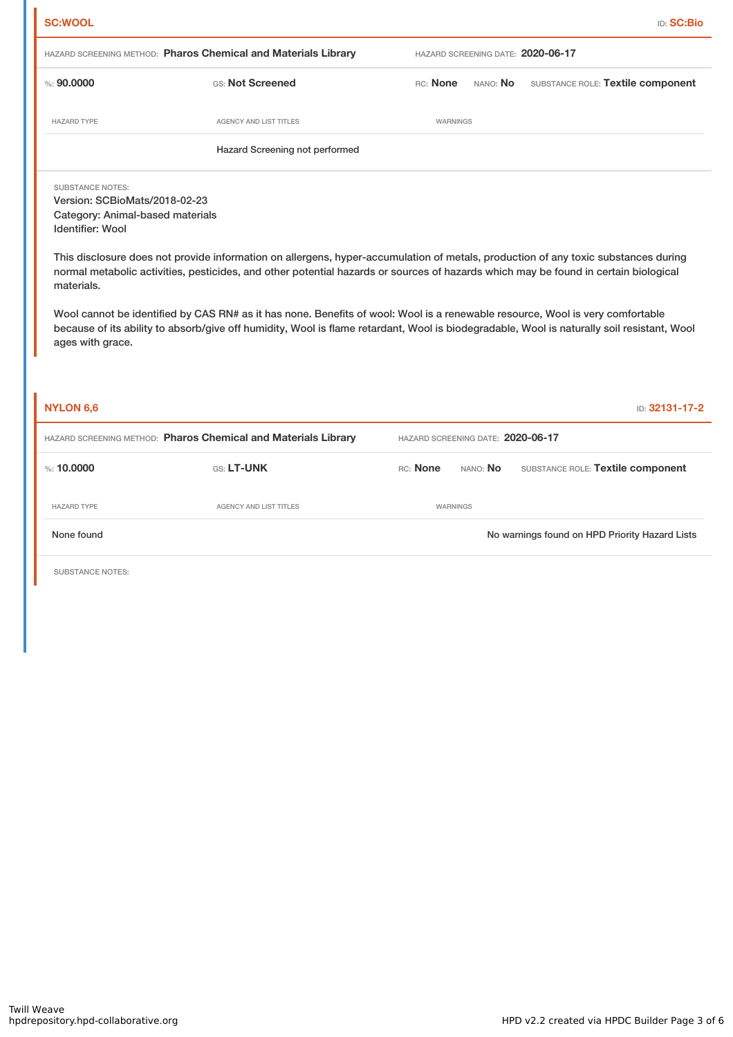## SC:WOOL

ID: **SC:Bio**

HAZARD SCREENING METHOD: **Pharos Chemical and Materials Library** HAZARD SCREENING DATE: **2020-06-17**

%: **90.0000** GS: **Not Screened** RC: **None** NANO: **No** SUBSTANCE ROLE: **Textile component**

| HAZARD TYPE | AGENCY AND LIST TITLES | WARNINGS |
| --- | --- | --- |
| | Hazard Screening not performed | |

SUBSTANCE NOTES:
Version: SCBioMats/2018-02-23
Category: Animal-based materials
Identifier: Wool

This disclosure does not provide information on allergens, hyper-accumulation of metals, production of any toxic substances during normal metabolic activities, pesticides, and other potential hazards or sources of hazards which may be found in certain biological materials.

Wool cannot be identified by CAS RN# as it has none. Benefits of wool: Wool is a renewable resource, Wool is very comfortable because of its ability to absorb/give off humidity, Wool is flame retardant, Wool is biodegradable, Wool is naturally soil resistant, Wool ages with grace.

## NYLON 6,6

ID: **32131-17-2**

HAZARD SCREENING METHOD: **Pharos Chemical and Materials Library** HAZARD SCREENING DATE: **2020-06-17**

%: **10.0000** GS: **LT-UNK** RC: **None** NANO: **No** SUBSTANCE ROLE: **Textile component**

| HAZARD TYPE | AGENCY AND LIST TITLES | WARNINGS |
| --- | --- | --- |
| None found | | No warnings found on HPD Priority Hazard Lists |

SUBSTANCE NOTES: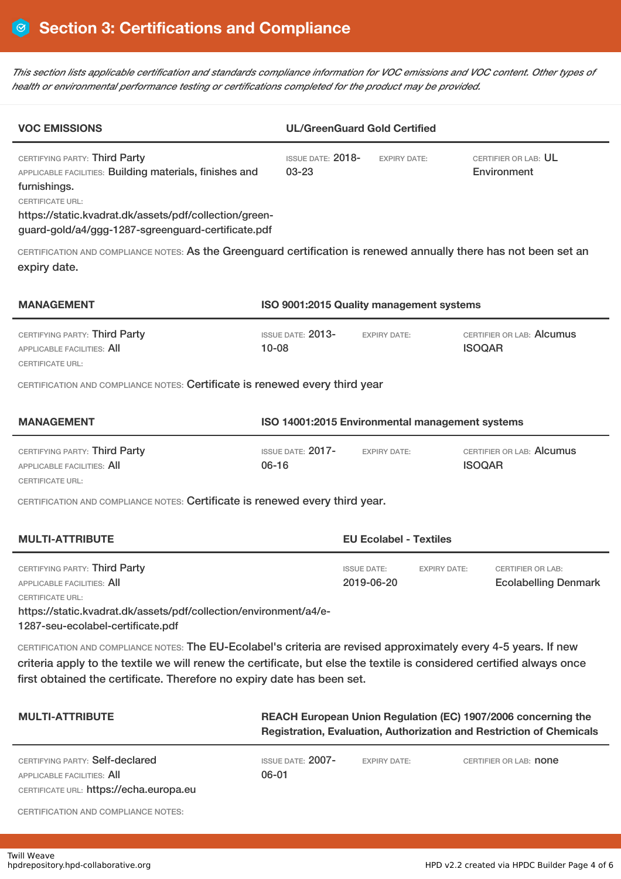## Section 3: Certifications and Compliance

*This section lists applicable certification and standards compliance information for VOC emissions and VOC content. Other types of health or environmental performance testing or certifications completed for the product may be provided.*

| VOC EMISSIONS | UL/GreenGuard Gold Certified | | |
|---|---|---|---|
| CERTIFYING PARTY: Third Party<br>APPLICABLE FACILITIES: Building materials, finishes and furnishings.<br>CERTIFICATE URL:<br>https://static.kvadrat.dk/assets/pdf/collection/green-guard-gold/a4/ggg-1287-sgreenguard-certificate.pdf | ISSUE DATE: 2018-03-23 | EXPIRY DATE: | CERTIFIER OR LAB: UL Environment |

CERTIFICATION AND COMPLIANCE NOTES: As the Greenguard certification is renewed annually there has not been set an expiry date.

| MANAGEMENT | ISO 9001:2015 Quality management systems | | |
|---|---|---|---|
| CERTIFYING PARTY: Third Party<br>APPLICABLE FACILITIES: All<br>CERTIFICATE URL: | ISSUE DATE: 2013-10-08 | EXPIRY DATE: | CERTIFIER OR LAB: Alcumus ISOQAR |

CERTIFICATION AND COMPLIANCE NOTES: Certificate is renewed every third year

| MANAGEMENT | ISO 14001:2015 Environmental management systems | | |
|---|---|---|---|
| CERTIFYING PARTY: Third Party<br>APPLICABLE FACILITIES: All<br>CERTIFICATE URL: | ISSUE DATE: 2017-06-16 | EXPIRY DATE: | CERTIFIER OR LAB: Alcumus ISOQAR |

CERTIFICATION AND COMPLIANCE NOTES: Certificate is renewed every third year.

| MULTI-ATTRIBUTE | EU Ecolabel - Textiles | | |
|---|---|---|---|
| CERTIFYING PARTY: Third Party<br>APPLICABLE FACILITIES: All<br>CERTIFICATE URL:<br>https://static.kvadrat.dk/assets/pdf/collection/environment/a4/e-1287-seu-ecolabel-certificate.pdf | ISSUE DATE: 2019-06-20 | EXPIRY DATE: | CERTIFIER OR LAB: Ecolabelling Denmark |

CERTIFICATION AND COMPLIANCE NOTES: The EU-Ecolabel's criteria are revised approximately every 4-5 years. If new criteria apply to the textile we will renew the certificate, but else the textile is considered certified always once first obtained the certificate. Therefore no expiry date has been set.

| MULTI-ATTRIBUTE | REACH European Union Regulation (EC) 1907/2006 concerning the Registration, Evaluation, Authorization and Restriction of Chemicals | | |
|---|---|---|---|
| CERTIFYING PARTY: Self-declared<br>APPLICABLE FACILITIES: All<br>CERTIFICATE URL: https://echa.europa.eu | ISSUE DATE: 2007-06-01 | EXPIRY DATE: | CERTIFIER OR LAB: none |

CERTIFICATION AND COMPLIANCE NOTES: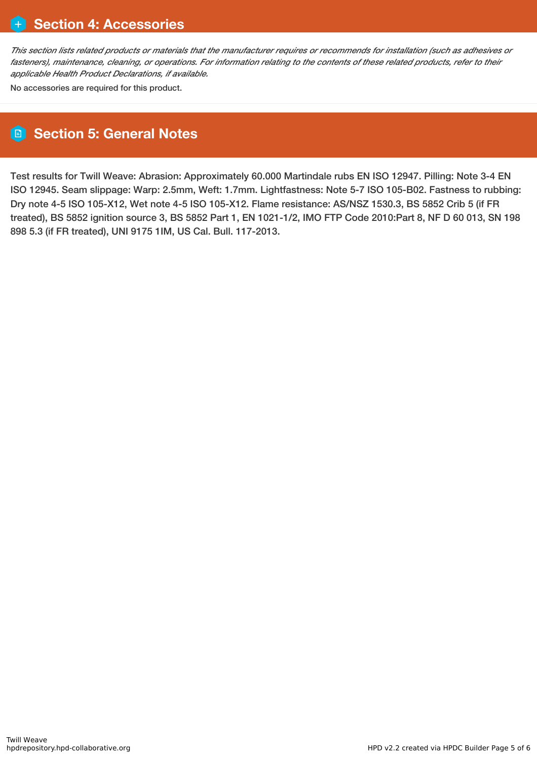## Section 4: Accessories

*This section lists related products or materials that the manufacturer requires or recommends for installation (such as adhesives or fasteners), maintenance, cleaning, or operations. For information relating to the contents of these related products, refer to their applicable Health Product Declarations, if available.*

No accessories are required for this product.

## Section 5: General Notes

Test results for Twill Weave: Abrasion: Approximately 60.000 Martindale rubs EN ISO 12947. Pilling: Note 3-4 EN ISO 12945. Seam slippage: Warp: 2.5mm, Weft: 1.7mm. Lightfastness: Note 5-7 ISO 105-B02. Fastness to rubbing: Dry note 4-5 ISO 105-X12, Wet note 4-5 ISO 105-X12. Flame resistance: AS/NSZ 1530.3, BS 5852 Crib 5 (if FR treated), BS 5852 ignition source 3, BS 5852 Part 1, EN 1021-1/2, IMO FTP Code 2010:Part 8, NF D 60 013, SN 198 898 5.3 (if FR treated), UNI 9175 1IM, US Cal. Bull. 117-2013.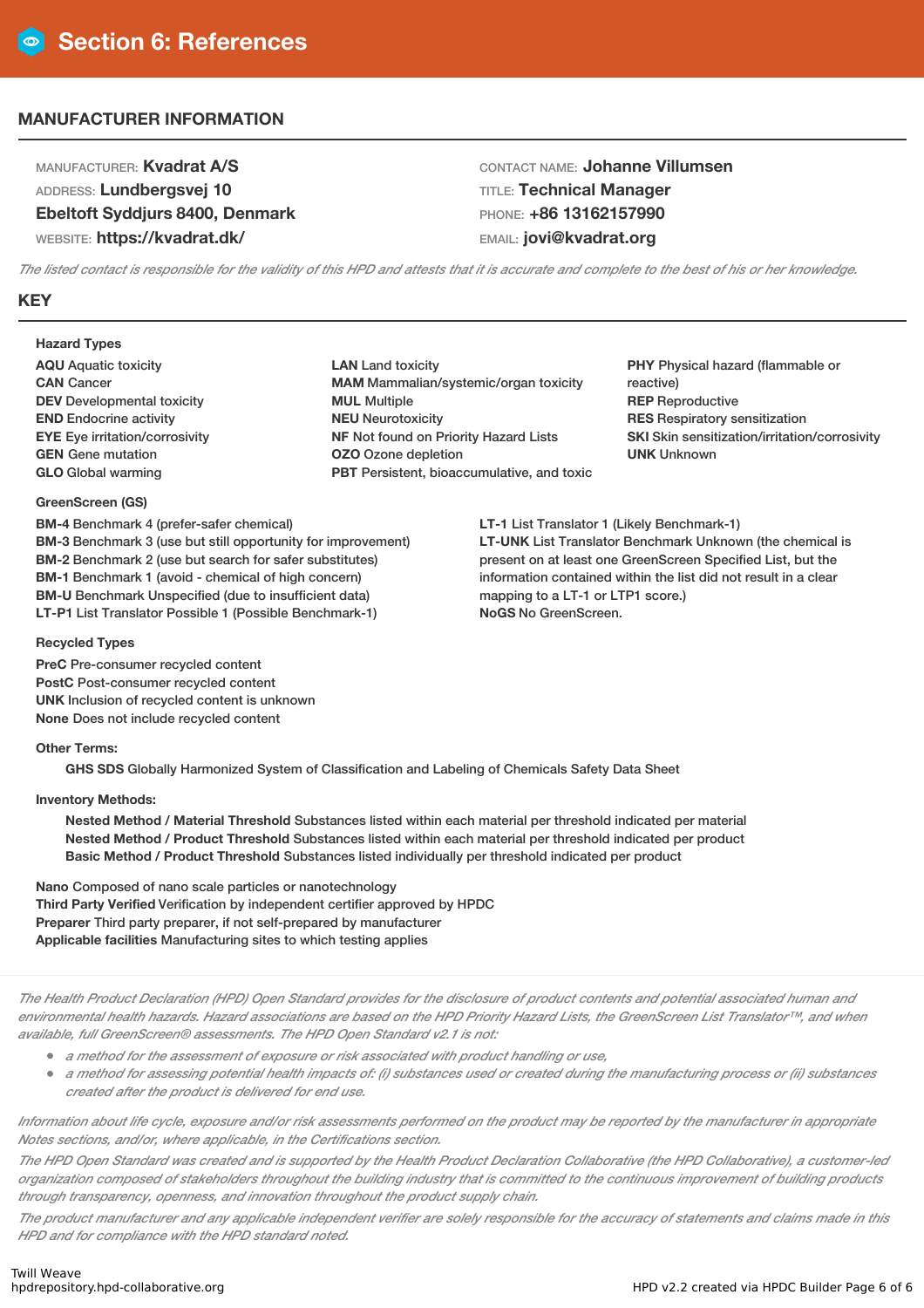# Section 6: References

## MANUFACTURER INFORMATION

MANUFACTURER: **Kvadrat A/S**
ADDRESS: **Lundbergsvej 10**
**Ebeltoft Syddjurs 8400, Denmark**
WEBSITE: **https://kvadrat.dk/**

CONTACT NAME: **Johanne Villumsen**
TITLE: **Technical Manager**
PHONE: **+86 13162157990**
EMAIL: **jovi@kvadrat.org**

*The listed contact is responsible for the validity of this HPD and attests that it is accurate and complete to the best of his or her knowledge.*

## KEY

### Hazard Types

**AQU** Aquatic toxicity
**CAN** Cancer
**DEV** Developmental toxicity
**END** Endocrine activity
**EYE** Eye irritation/corrosivity
**GEN** Gene mutation
**GLO** Global warming
**LAN** Land toxicity
**MAM** Mammalian/systemic/organ toxicity
**MUL** Multiple
**NEU** Neurotoxicity
**NF** Not found on Priority Hazard Lists
**OZO** Ozone depletion
**PBT** Persistent, bioaccumulative, and toxic
**PHY** Physical hazard (flammable or reactive)
**REP** Reproductive
**RES** Respiratory sensitization
**SKI** Skin sensitization/irritation/corrosivity
**UNK** Unknown

### GreenScreen (GS)

**BM-4** Benchmark 4 (prefer-safer chemical)
**BM-3** Benchmark 3 (use but still opportunity for improvement)
**BM-2** Benchmark 2 (use but search for safer substitutes)
**BM-1** Benchmark 1 (avoid - chemical of high concern)
**BM-U** Benchmark Unspecified (due to insufficient data)
**LT-P1** List Translator Possible 1 (Possible Benchmark-1)
**LT-1** List Translator 1 (Likely Benchmark-1)
**LT-UNK** List Translator Benchmark Unknown (the chemical is present on at least one GreenScreen Specified List, but the information contained within the list did not result in a clear mapping to a LT-1 or LTP1 score.)
**NoGS** No GreenScreen.

### Recycled Types

**PreC** Pre-consumer recycled content
**PostC** Post-consumer recycled content
**UNK** Inclusion of recycled content is unknown
**None** Does not include recycled content

### Other Terms:

**GHS SDS** Globally Harmonized System of Classification and Labeling of Chemicals Safety Data Sheet

### Inventory Methods:

**Nested Method / Material Threshold** Substances listed within each material per threshold indicated per material
**Nested Method / Product Threshold** Substances listed within each material per threshold indicated per product
**Basic Method / Product Threshold** Substances listed individually per threshold indicated per product

**Nano** Composed of nano scale particles or nanotechnology
**Third Party Verified** Verification by independent certifier approved by HPDC
**Preparer** Third party preparer, if not self-prepared by manufacturer
**Applicable facilities** Manufacturing sites to which testing applies

*The Health Product Declaration (HPD) Open Standard provides for the disclosure of product contents and potential associated human and environmental health hazards. Hazard associations are based on the HPD Priority Hazard Lists, the GreenScreen List Translator™, and when available, full GreenScreen® assessments. The HPD Open Standard v2.1 is not:*

- *a method for the assessment of exposure or risk associated with product handling or use,*
- *a method for assessing potential health impacts of: (i) substances used or created during the manufacturing process or (ii) substances created after the product is delivered for end use.*

*Information about life cycle, exposure and/or risk assessments performed on the product may be reported by the manufacturer in appropriate Notes sections, and/or, where applicable, in the Certifications section.*

*The HPD Open Standard was created and is supported by the Health Product Declaration Collaborative (the HPD Collaborative), a customer-led organization composed of stakeholders throughout the building industry that is committed to the continuous improvement of building products through transparency, openness, and innovation throughout the product supply chain.*

*The product manufacturer and any applicable independent verifier are solely responsible for the accuracy of statements and claims made in this HPD and for compliance with the HPD standard noted.*